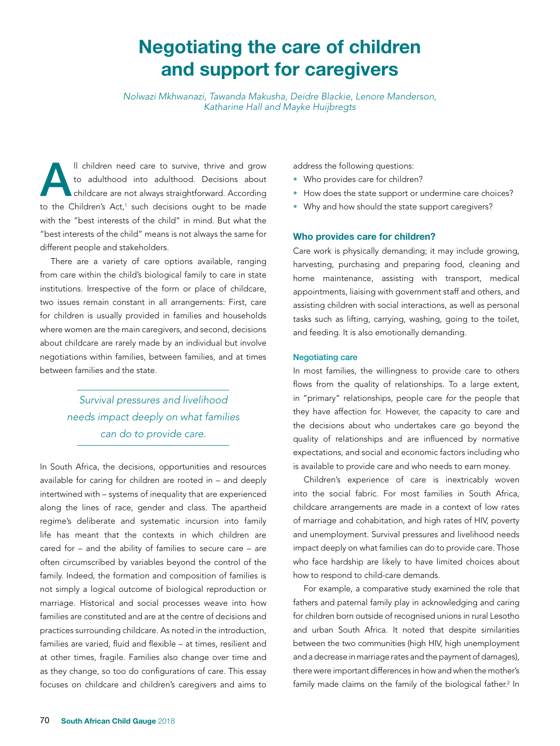# Negotiating the care of children and support for caregivers

*Nolwazi Mkhwanazi, Tawanda Makusha, Deidre Blackie, Lenore Manderson, Katharine Hall and Mayke Huijbregts*

All children need care to survive, thrive and grow to adulthood into adulthood. Decisions about childcare are not always straightforward. According to the Children's Act,[1] such decisions ought to be made with the "best interests of the child" in mind. But what the "best interests of the child" means is not always the same for different people and stakeholders.

There are a variety of care options available, ranging from care within the child's biological family to care in state institutions. Irrespective of the form or place of childcare, two issues remain constant in all arrangements: First, care for children is usually provided in families and households where women are the main caregivers, and second, decisions about childcare are rarely made by an individual but involve negotiations within families, between families, and at times between families and the state.

> *Survival pressures and livelihood needs impact deeply on what families can do to provide care.*

In South Africa, the decisions, opportunities and resources available for caring for children are rooted in – and deeply intertwined with – systems of inequality that are experienced along the lines of race, gender and class. The apartheid regime's deliberate and systematic incursion into family life has meant that the contexts in which children are cared for – and the ability of families to secure care – are often circumscribed by variables beyond the control of the family. Indeed, the formation and composition of families is not simply a logical outcome of biological reproduction or marriage. Historical and social processes weave into how families are constituted and are at the centre of decisions and practices surrounding childcare. As noted in the introduction, families are varied, fluid and flexible – at times, resilient and at other times, fragile. Families also change over time and as they change, so too do configurations of care. This essay focuses on childcare and children's caregivers and aims to address the following questions:

- Who provides care for children?
- How does the state support or undermine care choices?
- Why and how should the state support caregivers?

## Who provides care for children?

Care work is physically demanding; it may include growing, harvesting, purchasing and preparing food, cleaning and home maintenance, assisting with transport, medical appointments, liaising with government staff and others, and assisting children with social interactions, as well as personal tasks such as lifting, carrying, washing, going to the toilet, and feeding. It is also emotionally demanding.

### Negotiating care

In most families, the willingness to provide care to others flows from the quality of relationships. To a large extent, in "primary" relationships, people care *for* the people that they have affection for. However, the capacity to care and the decisions about who undertakes care go beyond the quality of relationships and are influenced by normative expectations, and social and economic factors including who is available to provide care and who needs to earn money.

Children's experience of care is inextricably woven into the social fabric. For most families in South Africa, childcare arrangements are made in a context of low rates of marriage and cohabitation, and high rates of HIV, poverty and unemployment. Survival pressures and livelihood needs impact deeply on what families can do to provide care. Those who face hardship are likely to have limited choices about how to respond to child-care demands.

For example, a comparative study examined the role that fathers and paternal family play in acknowledging and caring for children born outside of recognised unions in rural Lesotho and urban South Africa. It noted that despite similarities between the two communities (high HIV, high unemployment and a decrease in marriage rates and the payment of damages), there were important differences in how and when the mother's family made claims on the family of the biological father.[2] In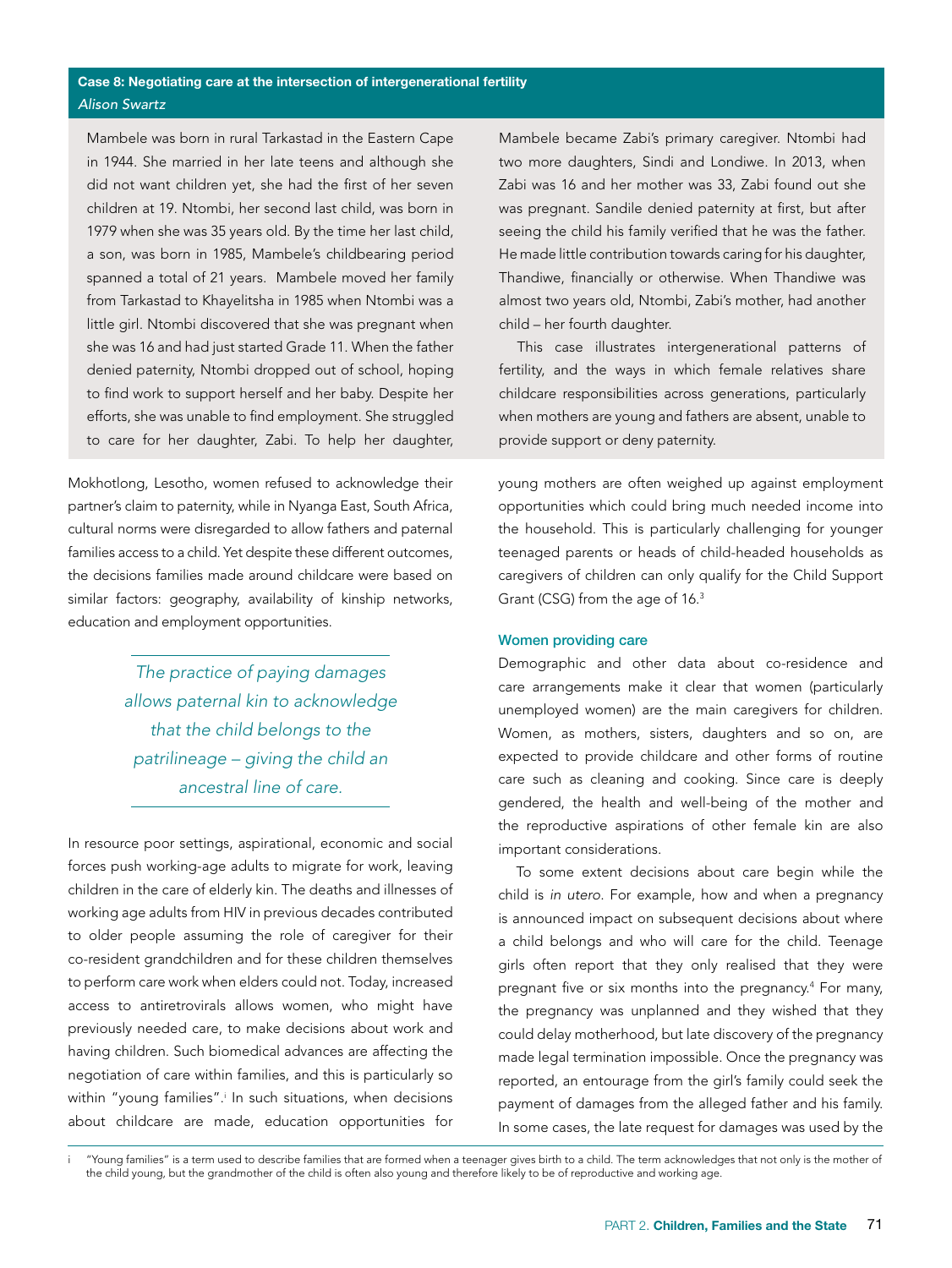### Case 8: Negotiating care at the intersection of intergenerational fertility

*Alison Swartz*

Mambele was born in rural Tarkastad in the Eastern Cape in 1944. She married in her late teens and although she did not want children yet, she had the first of her seven children at 19. Ntombi, her second last child, was born in 1979 when she was 35 years old. By the time her last child, a son, was born in 1985, Mambele's childbearing period spanned a total of 21 years. Mambele moved her family from Tarkastad to Khayelitsha in 1985 when Ntombi was a little girl. Ntombi discovered that she was pregnant when she was 16 and had just started Grade 11. When the father denied paternity, Ntombi dropped out of school, hoping to find work to support herself and her baby. Despite her efforts, she was unable to find employment. She struggled to care for her daughter, Zabi. To help her daughter, Mambele became Zabi's primary caregiver. Ntombi had two more daughters, Sindi and Londiwe. In 2013, when Zabi was 16 and her mother was 33, Zabi found out she was pregnant. Sandile denied paternity at first, but after seeing the child his family verified that he was the father. He made little contribution towards caring for his daughter, Thandiwe, financially or otherwise. When Thandiwe was almost two years old, Ntombi, Zabi's mother, had another child – her fourth daughter.

This case illustrates intergenerational patterns of fertility, and the ways in which female relatives share childcare responsibilities across generations, particularly when mothers are young and fathers are absent, unable to provide support or deny paternity.

---

Mokhotlong, Lesotho, women refused to acknowledge their partner's claim to paternity, while in Nyanga East, South Africa, cultural norms were disregarded to allow fathers and paternal families access to a child. Yet despite these different outcomes, the decisions families made around childcare were based on similar factors: geography, availability of kinship networks, education and employment opportunities.

> *The practice of paying damages allows paternal kin to acknowledge that the child belongs to the patrilineage – giving the child an ancestral line of care.*

In resource poor settings, aspirational, economic and social forces push working-age adults to migrate for work, leaving children in the care of elderly kin. The deaths and illnesses of working age adults from HIV in previous decades contributed to older people assuming the role of caregiver for their co-resident grandchildren and for these children themselves to perform care work when elders could not. Today, increased access to antiretrovirals allows women, who might have previously needed care, to make decisions about work and having children. Such biomedical advances are affecting the negotiation of care within families, and this is particularly so within "young families".[i] In such situations, when decisions about childcare are made, education opportunities for young mothers are often weighed up against employment opportunities which could bring much needed income into the household. This is particularly challenging for younger teenaged parents or heads of child-headed households as caregivers of children can only qualify for the Child Support Grant (CSG) from the age of 16.[3]

#### Women providing care

Demographic and other data about co-residence and care arrangements make it clear that women (particularly unemployed women) are the main caregivers for children. Women, as mothers, sisters, daughters and so on, are expected to provide childcare and other forms of routine care such as cleaning and cooking. Since care is deeply gendered, the health and well-being of the mother and the reproductive aspirations of other female kin are also important considerations.

To some extent decisions about care begin while the child is *in utero*. For example, how and when a pregnancy is announced impact on subsequent decisions about where a child belongs and who will care for the child. Teenage girls often report that they only realised that they were pregnant five or six months into the pregnancy.[4] For many, the pregnancy was unplanned and they wished that they could delay motherhood, but late discovery of the pregnancy made legal termination impossible. Once the pregnancy was reported, an entourage from the girl's family could seek the payment of damages from the alleged father and his family. In some cases, the late request for damages was used by the

---

i "Young families" is a term used to describe families that are formed when a teenager gives birth to a child. The term acknowledges that not only is the mother of the child young, but the grandmother of the child is often also young and therefore likely to be of reproductive and working age.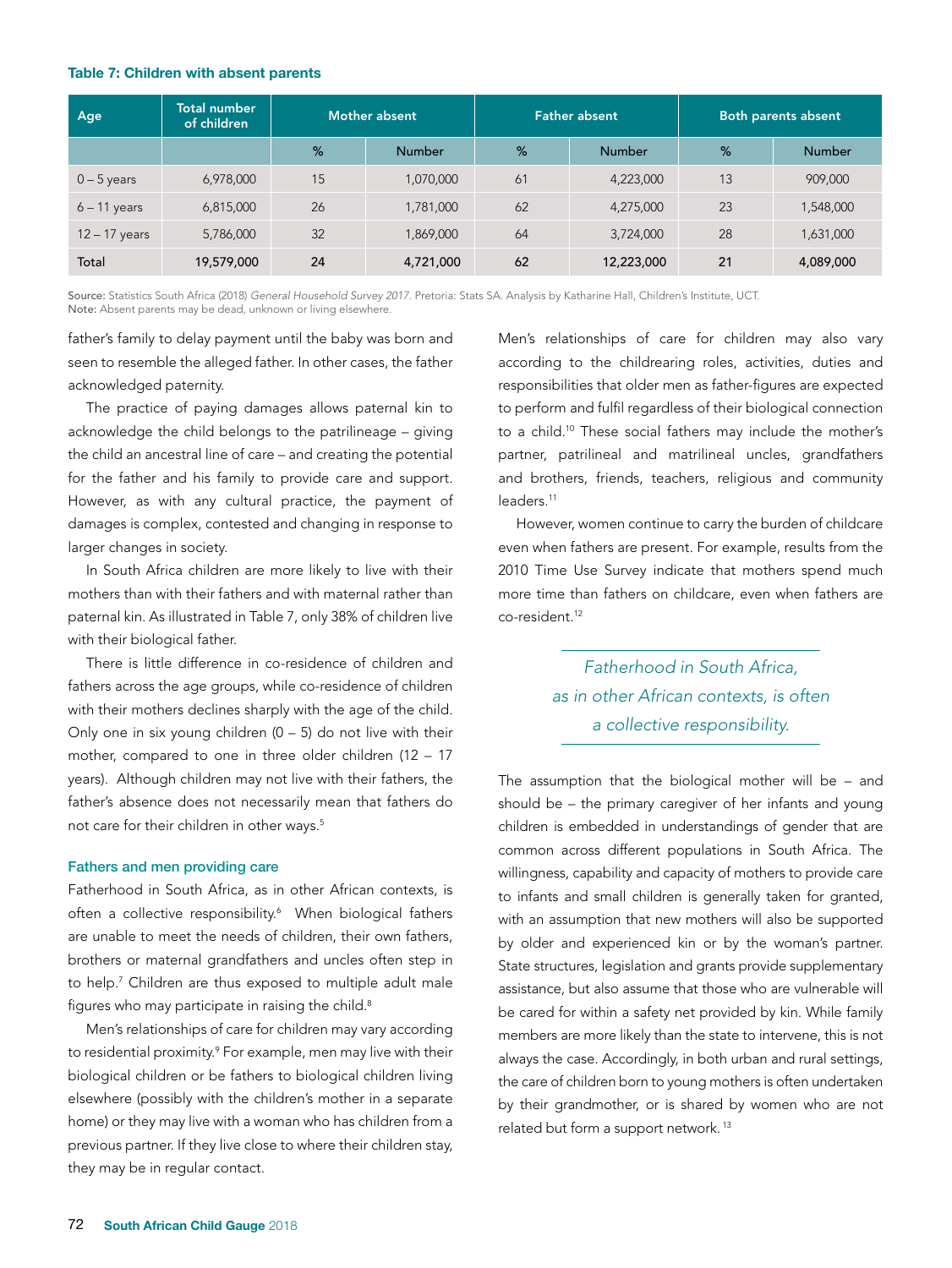**Table 7: Children with absent parents**

| Age | Total number of children | Mother absent | | Father absent | | Both parents absent | |
|---|---|---|---|---|---|---|---|
| | | % | Number | % | Number | % | Number |
| 0 – 5 years | 6,978,000 | 15 | 1,070,000 | 61 | 4,223,000 | 13 | 909,000 |
| 6 – 11 years | 6,815,000 | 26 | 1,781,000 | 62 | 4,275,000 | 23 | 1,548,000 |
| 12 – 17 years | 5,786,000 | 32 | 1,869,000 | 64 | 3,724,000 | 28 | 1,631,000 |
| **Total** | **19,579,000** | **24** | **4,721,000** | **62** | **12,223,000** | **21** | **4,089,000** |

**Source:** Statistics South Africa (2018) *General Household Survey 2017*. Pretoria: Stats SA. Analysis by Katharine Hall, Children's Institute, UCT.
**Note:** Absent parents may be dead, unknown or living elsewhere.

father's family to delay payment until the baby was born and seen to resemble the alleged father. In other cases, the father acknowledged paternity.

The practice of paying damages allows paternal kin to acknowledge the child belongs to the patrilineage – giving the child an ancestral line of care – and creating the potential for the father and his family to provide care and support. However, as with any cultural practice, the payment of damages is complex, contested and changing in response to larger changes in society.

In South Africa children are more likely to live with their mothers than with their fathers and with maternal rather than paternal kin. As illustrated in Table 7, only 38% of children live with their biological father.

There is little difference in co-residence of children and fathers across the age groups, while co-residence of children with their mothers declines sharply with the age of the child. Only one in six young children (0 – 5) do not live with their mother, compared to one in three older children (12 – 17 years). Although children may not live with their fathers, the father's absence does not necessarily mean that fathers do not care for their children in other ways.[5]

### Fathers and men providing care

Fatherhood in South Africa, as in other African contexts, is often a collective responsibility.[6] When biological fathers are unable to meet the needs of children, their own fathers, brothers or maternal grandfathers and uncles often step in to help.[7] Children are thus exposed to multiple adult male figures who may participate in raising the child.[8]

Men's relationships of care for children may vary according to residential proximity.[9] For example, men may live with their biological children or be fathers to biological children living elsewhere (possibly with the children's mother in a separate home) or they may live with a woman who has children from a previous partner. If they live close to where their children stay, they may be in regular contact.

Men's relationships of care for children may also vary according to the childrearing roles, activities, duties and responsibilities that older men as father-figures are expected to perform and fulfil regardless of their biological connection to a child.[10] These social fathers may include the mother's partner, patrilineal and matrilineal uncles, grandfathers and brothers, friends, teachers, religious and community leaders.[11]

However, women continue to carry the burden of childcare even when fathers are present. For example, results from the 2010 Time Use Survey indicate that mothers spend much more time than fathers on childcare, even when fathers are co-resident.[12]

> *Fatherhood in South Africa, as in other African contexts, is often a collective responsibility.*

The assumption that the biological mother will be – and should be – the primary caregiver of her infants and young children is embedded in understandings of gender that are common across different populations in South Africa. The willingness, capability and capacity of mothers to provide care to infants and small children is generally taken for granted, with an assumption that new mothers will also be supported by older and experienced kin or by the woman's partner. State structures, legislation and grants provide supplementary assistance, but also assume that those who are vulnerable will be cared for within a safety net provided by kin. While family members are more likely than the state to intervene, this is not always the case. Accordingly, in both urban and rural settings, the care of children born to young mothers is often undertaken by their grandmother, or is shared by women who are not related but form a support network.[13]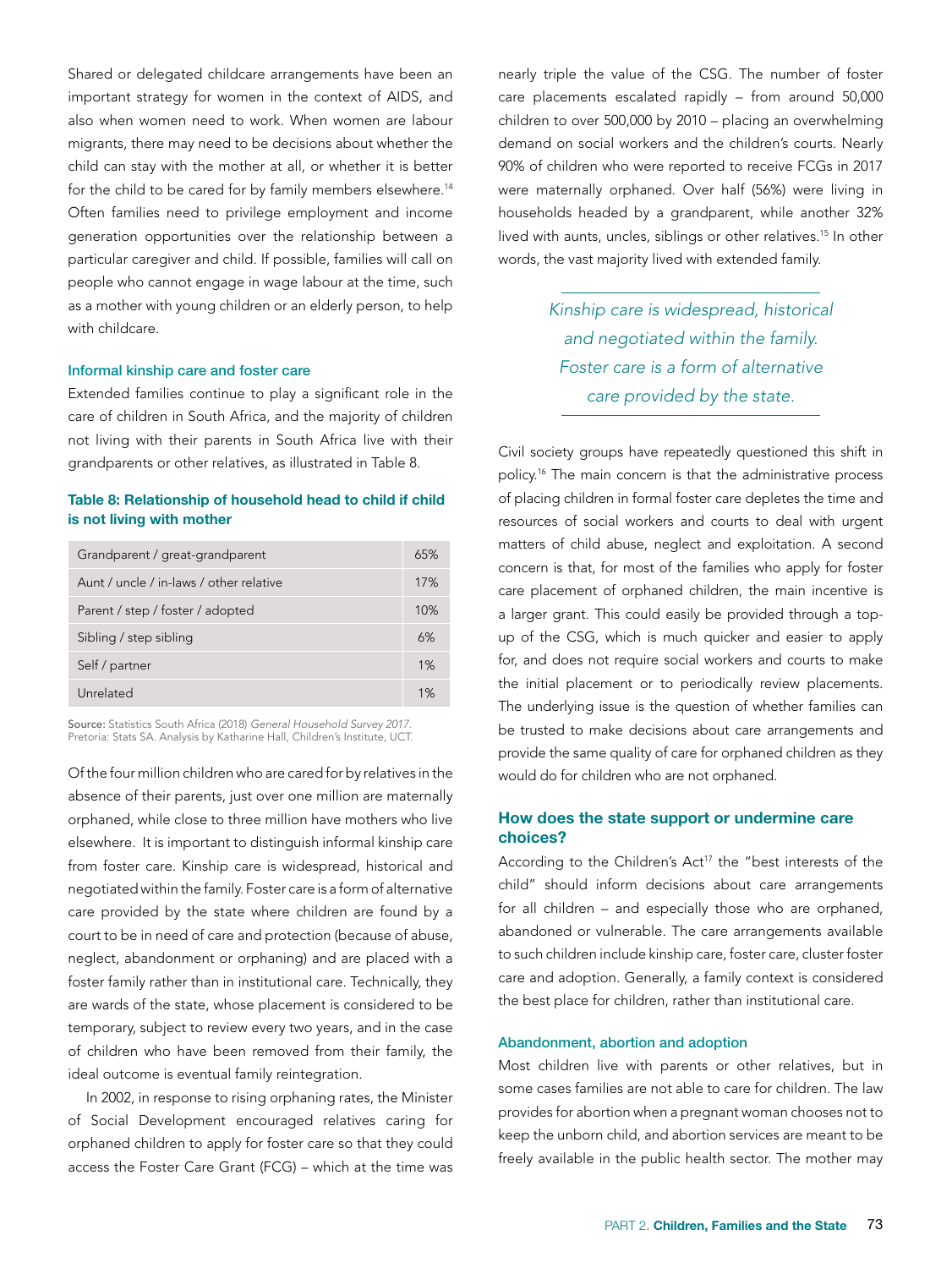Shared or delegated childcare arrangements have been an important strategy for women in the context of AIDS, and also when women need to work. When women are labour migrants, there may need to be decisions about whether the child can stay with the mother at all, or whether it is better for the child to be cared for by family members elsewhere.[14] Often families need to privilege employment and income generation opportunities over the relationship between a particular caregiver and child. If possible, families will call on people who cannot engage in wage labour at the time, such as a mother with young children or an elderly person, to help with childcare.

### Informal kinship care and foster care

Extended families continue to play a significant role in the care of children in South Africa, and the majority of children not living with their parents in South Africa live with their grandparents or other relatives, as illustrated in Table 8.

**Table 8: Relationship of household head to child if child is not living with mother**

| Relationship | % |
|---|---|
| Grandparent / great-grandparent | 65% |
| Aunt / uncle / in-laws / other relative | 17% |
| Parent / step / foster / adopted | 10% |
| Sibling / step sibling | 6% |
| Self / partner | 1% |
| Unrelated | 1% |

**Source:** Statistics South Africa (2018) *General Household Survey 2017*. Pretoria: Stats SA. Analysis by Katharine Hall, Children's Institute, UCT.

Of the four million children who are cared for by relatives in the absence of their parents, just over one million are maternally orphaned, while close to three million have mothers who live elsewhere. It is important to distinguish informal kinship care from foster care. Kinship care is widespread, historical and negotiated within the family. Foster care is a form of alternative care provided by the state where children are found by a court to be in need of care and protection (because of abuse, neglect, abandonment or orphaning) and are placed with a foster family rather than in institutional care. Technically, they are wards of the state, whose placement is considered to be temporary, subject to review every two years, and in the case of children who have been removed from their family, the ideal outcome is eventual family reintegration.

In 2002, in response to rising orphaning rates, the Minister of Social Development encouraged relatives caring for orphaned children to apply for foster care so that they could access the Foster Care Grant (FCG) – which at the time was nearly triple the value of the CSG. The number of foster care placements escalated rapidly – from around 50,000 children to over 500,000 by 2010 – placing an overwhelming demand on social workers and the children's courts. Nearly 90% of children who were reported to receive FCGs in 2017 were maternally orphaned. Over half (56%) were living in households headed by a grandparent, while another 32% lived with aunts, uncles, siblings or other relatives.[15] In other words, the vast majority lived with extended family.

> *Kinship care is widespread, historical and negotiated within the family. Foster care is a form of alternative care provided by the state.*

Civil society groups have repeatedly questioned this shift in policy.[16] The main concern is that the administrative process of placing children in formal foster care depletes the time and resources of social workers and courts to deal with urgent matters of child abuse, neglect and exploitation. A second concern is that, for most of the families who apply for foster care placement of orphaned children, the main incentive is a larger grant. This could easily be provided through a top-up of the CSG, which is much quicker and easier to apply for, and does not require social workers and courts to make the initial placement or to periodically review placements. The underlying issue is the question of whether families can be trusted to make decisions about care arrangements and provide the same quality of care for orphaned children as they would do for children who are not orphaned.

## How does the state support or undermine care choices?

According to the Children's Act[17] the "best interests of the child" should inform decisions about care arrangements for all children – and especially those who are orphaned, abandoned or vulnerable. The care arrangements available to such children include kinship care, foster care, cluster foster care and adoption. Generally, a family context is considered the best place for children, rather than institutional care.

### Abandonment, abortion and adoption

Most children live with parents or other relatives, but in some cases families are not able to care for children. The law provides for abortion when a pregnant woman chooses not to keep the unborn child, and abortion services are meant to be freely available in the public health sector. The mother may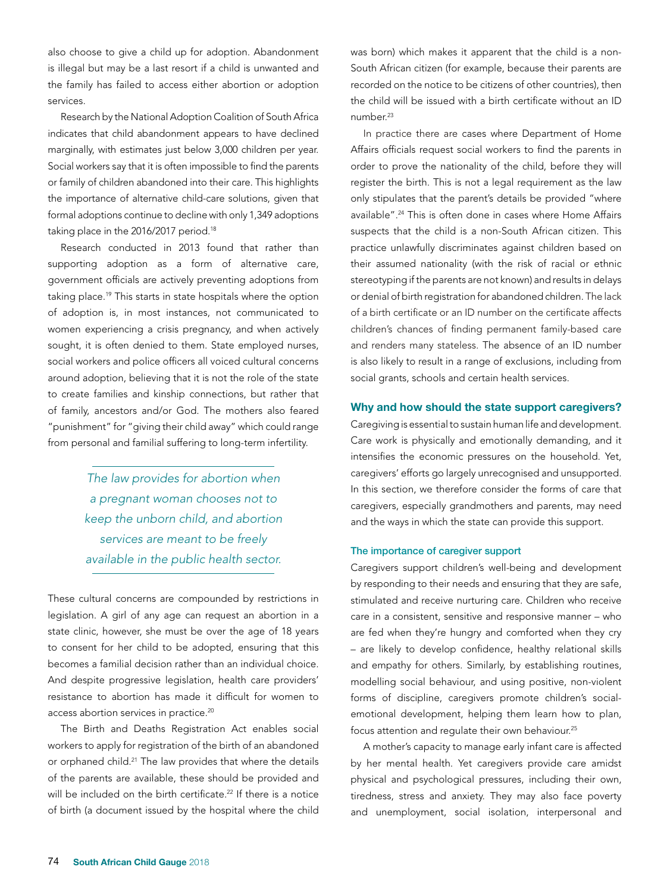also choose to give a child up for adoption. Abandonment is illegal but may be a last resort if a child is unwanted and the family has failed to access either abortion or adoption services.

Research by the National Adoption Coalition of South Africa indicates that child abandonment appears to have declined marginally, with estimates just below 3,000 children per year. Social workers say that it is often impossible to find the parents or family of children abandoned into their care. This highlights the importance of alternative child-care solutions, given that formal adoptions continue to decline with only 1,349 adoptions taking place in the 2016/2017 period.[18]

Research conducted in 2013 found that rather than supporting adoption as a form of alternative care, government officials are actively preventing adoptions from taking place.[19] This starts in state hospitals where the option of adoption is, in most instances, not communicated to women experiencing a crisis pregnancy, and when actively sought, it is often denied to them. State employed nurses, social workers and police officers all voiced cultural concerns around adoption, believing that it is not the role of the state to create families and kinship connections, but rather that of family, ancestors and/or God. The mothers also feared "punishment" for "giving their child away" which could range from personal and familial suffering to long-term infertility.

> *The law provides for abortion when a pregnant woman chooses not to keep the unborn child, and abortion services are meant to be freely available in the public health sector.*

These cultural concerns are compounded by restrictions in legislation. A girl of any age can request an abortion in a state clinic, however, she must be over the age of 18 years to consent for her child to be adopted, ensuring that this becomes a familial decision rather than an individual choice. And despite progressive legislation, health care providers' resistance to abortion has made it difficult for women to access abortion services in practice.[20]

The Birth and Deaths Registration Act enables social workers to apply for registration of the birth of an abandoned or orphaned child.[21] The law provides that where the details of the parents are available, these should be provided and will be included on the birth certificate.[22] If there is a notice of birth (a document issued by the hospital where the child was born) which makes it apparent that the child is a non-South African citizen (for example, because their parents are recorded on the notice to be citizens of other countries), then the child will be issued with a birth certificate without an ID number.[23]

In practice there are cases where Department of Home Affairs officials request social workers to find the parents in order to prove the nationality of the child, before they will register the birth. This is not a legal requirement as the law only stipulates that the parent's details be provided "where available".[24] This is often done in cases where Home Affairs suspects that the child is a non-South African citizen. This practice unlawfully discriminates against children based on their assumed nationality (with the risk of racial or ethnic stereotyping if the parents are not known) and results in delays or denial of birth registration for abandoned children. The lack of a birth certificate or an ID number on the certificate affects children's chances of finding permanent family-based care and renders many stateless. The absence of an ID number is also likely to result in a range of exclusions, including from social grants, schools and certain health services.

## Why and how should the state support caregivers?

Caregiving is essential to sustain human life and development. Care work is physically and emotionally demanding, and it intensifies the economic pressures on the household. Yet, caregivers' efforts go largely unrecognised and unsupported. In this section, we therefore consider the forms of care that caregivers, especially grandmothers and parents, may need and the ways in which the state can provide this support.

### The importance of caregiver support

Caregivers support children's well-being and development by responding to their needs and ensuring that they are safe, stimulated and receive nurturing care. Children who receive care in a consistent, sensitive and responsive manner – who are fed when they're hungry and comforted when they cry – are likely to develop confidence, healthy relational skills and empathy for others. Similarly, by establishing routines, modelling social behaviour, and using positive, non-violent forms of discipline, caregivers promote children's social-emotional development, helping them learn how to plan, focus attention and regulate their own behaviour.[25]

A mother's capacity to manage early infant care is affected by her mental health. Yet caregivers provide care amidst physical and psychological pressures, including their own, tiredness, stress and anxiety. They may also face poverty and unemployment, social isolation, interpersonal and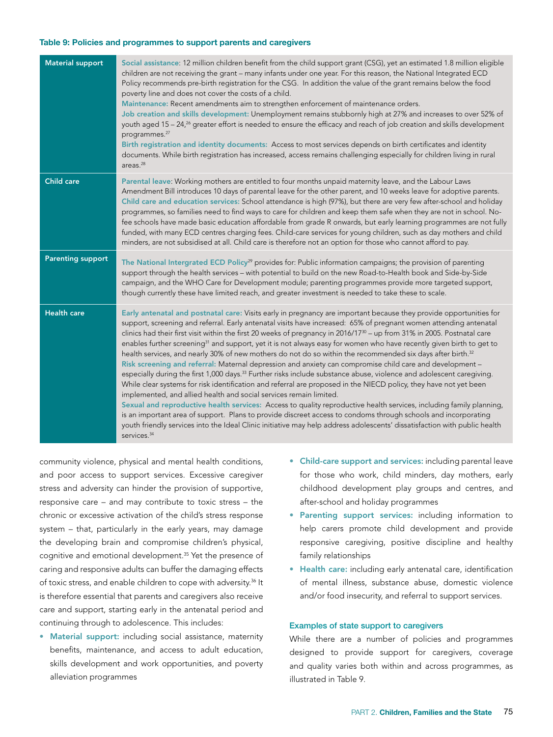**Table 9: Policies and programmes to support parents and caregivers**

| | |
|---|---|
| **Material support** | **Social assistance**: 12 million children benefit from the child support grant (CSG), yet an estimated 1.8 million eligible children are not receiving the grant – many infants under one year. For this reason, the National Integrated ECD Policy recommends pre-birth registration for the CSG. In addition the value of the grant remains below the food poverty line and does not cover the costs of a child.<br>**Maintenance:** Recent amendments aim to strengthen enforcement of maintenance orders.<br>**Job creation and skills development:** Unemployment remains stubbornly high at 27% and increases to over 52% of youth aged 15 – 24,[26] greater effort is needed to ensure the efficacy and reach of job creation and skills development programmes.[27]<br>**Birth registration and identity documents:** Access to most services depends on birth certificates and identity documents. While birth registration has increased, access remains challenging especially for children living in rural areas.[28] |
| **Child care** | **Parental leave**: Working mothers are entitled to four months unpaid maternity leave, and the Labour Laws Amendment Bill introduces 10 days of parental leave for the other parent, and 10 weeks leave for adoptive parents.<br>**Child care and education services:** School attendance is high (97%), but there are very few after-school and holiday programmes, so families need to find ways to care for children and keep them safe when they are not in school. No-fee schools have made basic education affordable from grade R onwards, but early learning programmes are not fully funded, with many ECD centres charging fees. Child-care services for young children, such as day mothers and child minders, are not subsidised at all. Child care is therefore not an option for those who cannot afford to pay. |
| **Parenting support** | **The National Intergrated ECD Policy**[29] provides for: Public information campaigns; the provision of parenting support through the health services – with potential to build on the new Road-to-Health book and Side-by-Side campaign, and the WHO Care for Development module; parenting programmes provide more targeted support, though currently these have limited reach, and greater investment is needed to take these to scale. |
| **Health care** | **Early antenatal and postnatal care:** Visits early in pregnancy are important because they provide opportunities for support, screening and referral. Early antenatal visits have increased: 65% of pregnant women attending antenatal clinics had their first visit within the first 20 weeks of pregnancy in 2016/17[30] – up from 31% in 2005. Postnatal care enables further screening[31] and support, yet it is not always easy for women who have recently given birth to get to health services, and nearly 30% of new mothers do not do so within the recommended six days after birth.[32]<br>**Risk screening and referral:** Maternal depression and anxiety can compromise child care and development – especially during the first 1,000 days.[33] Further risks include substance abuse, violence and adolescent caregiving. While clear systems for risk identification and referral are proposed in the NIECD policy, they have not yet been implemented, and allied health and social services remain limited.<br>**Sexual and reproductive health services:** Access to quality reproductive health services, including family planning, is an important area of support. Plans to provide discreet access to condoms through schools and incorporating youth friendly services into the Ideal Clinic initiative may help address adolescents' dissatisfaction with public health services.[34] |

community violence, physical and mental health conditions, and poor access to support services. Excessive caregiver stress and adversity can hinder the provision of supportive, responsive care – and may contribute to toxic stress – the chronic or excessive activation of the child's stress response system – that, particularly in the early years, may damage the developing brain and compromise children's physical, cognitive and emotional development.[35] Yet the presence of caring and responsive adults can buffer the damaging effects of toxic stress, and enable children to cope with adversity.[36] It is therefore essential that parents and caregivers also receive care and support, starting early in the antenatal period and continuing through to adolescence. This includes:

- **Material support:** including social assistance, maternity benefits, maintenance, and access to adult education, skills development and work opportunities, and poverty alleviation programmes
- **Child-care support and services:** including parental leave for those who work, child minders, day mothers, early childhood development play groups and centres, and after-school and holiday programmes
- **Parenting support services:** including information to help carers promote child development and provide responsive caregiving, positive discipline and healthy family relationships
- **Health care:** including early antenatal care, identification of mental illness, substance abuse, domestic violence and/or food insecurity, and referral to support services.

### Examples of state support to caregivers

While there are a number of policies and programmes designed to provide support for caregivers, coverage and quality varies both within and across programmes, as illustrated in Table 9.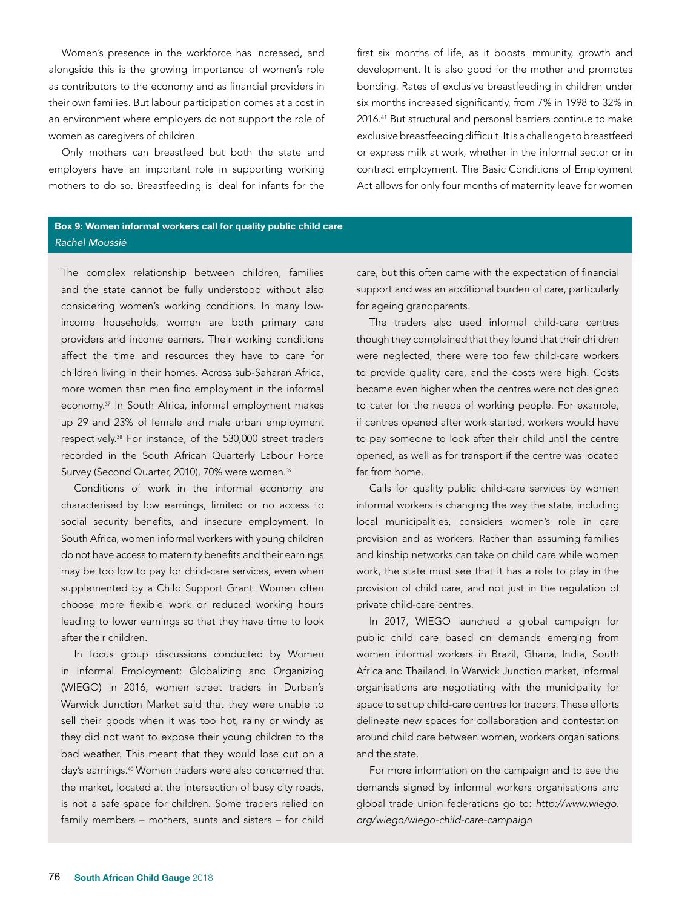Women's presence in the workforce has increased, and alongside this is the growing importance of women's role as contributors to the economy and as financial providers in their own families. But labour participation comes at a cost in an environment where employers do not support the role of women as caregivers of children.

Only mothers can breastfeed but both the state and employers have an important role in supporting working mothers to do so. Breastfeeding is ideal for infants for the first six months of life, as it boosts immunity, growth and development. It is also good for the mother and promotes bonding. Rates of exclusive breastfeeding in children under six months increased significantly, from 7% in 1998 to 32% in 2016.[41] But structural and personal barriers continue to make exclusive breastfeeding difficult. It is a challenge to breastfeed or express milk at work, whether in the informal sector or in contract employment. The Basic Conditions of Employment Act allows for only four months of maternity leave for women

### Box 9: Women informal workers call for quality public child care

*Rachel Moussié*

The complex relationship between children, families and the state cannot be fully understood without also considering women's working conditions. In many low-income households, women are both primary care providers and income earners. Their working conditions affect the time and resources they have to care for children living in their homes. Across sub-Saharan Africa, more women than men find employment in the informal economy.[37] In South Africa, informal employment makes up 29 and 23% of female and male urban employment respectively.[38] For instance, of the 530,000 street traders recorded in the South African Quarterly Labour Force Survey (Second Quarter, 2010), 70% were women.[39]

Conditions of work in the informal economy are characterised by low earnings, limited or no access to social security benefits, and insecure employment. In South Africa, women informal workers with young children do not have access to maternity benefits and their earnings may be too low to pay for child-care services, even when supplemented by a Child Support Grant. Women often choose more flexible work or reduced working hours leading to lower earnings so that they have time to look after their children.

In focus group discussions conducted by Women in Informal Employment: Globalizing and Organizing (WIEGO) in 2016, women street traders in Durban's Warwick Junction Market said that they were unable to sell their goods when it was too hot, rainy or windy as they did not want to expose their young children to the bad weather. This meant that they would lose out on a day's earnings.[40] Women traders were also concerned that the market, located at the intersection of busy city roads, is not a safe space for children. Some traders relied on family members – mothers, aunts and sisters – for child care, but this often came with the expectation of financial support and was an additional burden of care, particularly for ageing grandparents.

The traders also used informal child-care centres though they complained that they found that their children were neglected, there were too few child-care workers to provide quality care, and the costs were high. Costs became even higher when the centres were not designed to cater for the needs of working people. For example, if centres opened after work started, workers would have to pay someone to look after their child until the centre opened, as well as for transport if the centre was located far from home.

Calls for quality public child-care services by women informal workers is changing the way the state, including local municipalities, considers women's role in care provision and as workers. Rather than assuming families and kinship networks can take on child care while women work, the state must see that it has a role to play in the provision of child care, and not just in the regulation of private child-care centres.

In 2017, WIEGO launched a global campaign for public child care based on demands emerging from women informal workers in Brazil, Ghana, India, South Africa and Thailand. In Warwick Junction market, informal organisations are negotiating with the municipality for space to set up child-care centres for traders. These efforts delineate new spaces for collaboration and contestation around child care between women, workers organisations and the state.

For more information on the campaign and to see the demands signed by informal workers organisations and global trade union federations go to: *http://www.wiego.org/wiego/wiego-child-care-campaign*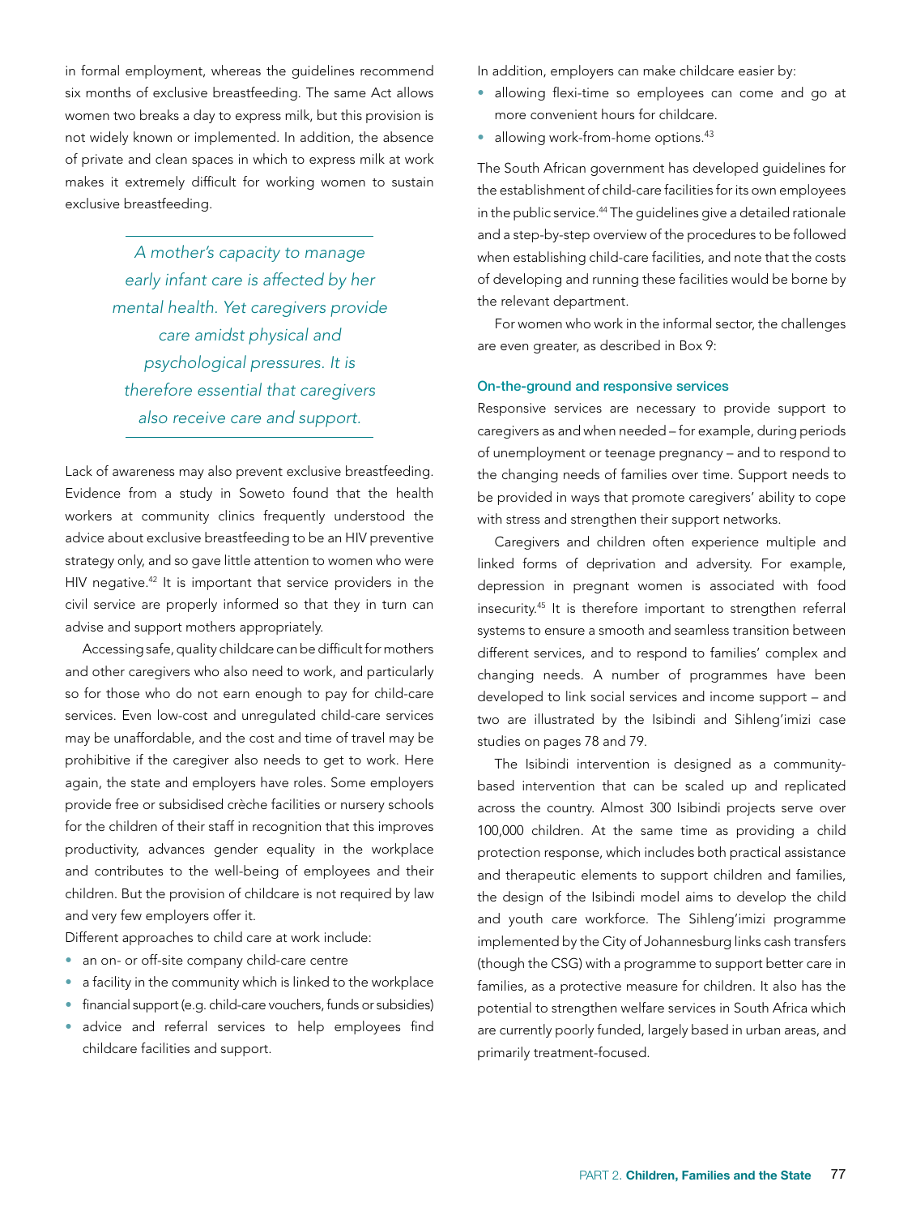in formal employment, whereas the guidelines recommend six months of exclusive breastfeeding. The same Act allows women two breaks a day to express milk, but this provision is not widely known or implemented. In addition, the absence of private and clean spaces in which to express milk at work makes it extremely difficult for working women to sustain exclusive breastfeeding.

*A mother's capacity to manage early infant care is affected by her mental health. Yet caregivers provide care amidst physical and psychological pressures. It is therefore essential that caregivers also receive care and support.*

Lack of awareness may also prevent exclusive breastfeeding. Evidence from a study in Soweto found that the health workers at community clinics frequently understood the advice about exclusive breastfeeding to be an HIV preventive strategy only, and so gave little attention to women who were HIV negative.[42] It is important that service providers in the civil service are properly informed so that they in turn can advise and support mothers appropriately.

Accessing safe, quality childcare can be difficult for mothers and other caregivers who also need to work, and particularly so for those who do not earn enough to pay for child-care services. Even low-cost and unregulated child-care services may be unaffordable, and the cost and time of travel may be prohibitive if the caregiver also needs to get to work. Here again, the state and employers have roles. Some employers provide free or subsidised crèche facilities or nursery schools for the children of their staff in recognition that this improves productivity, advances gender equality in the workplace and contributes to the well-being of employees and their children. But the provision of childcare is not required by law and very few employers offer it.

Different approaches to child care at work include:

- an on- or off-site company child-care centre
- a facility in the community which is linked to the workplace
- financial support (e.g. child-care vouchers, funds or subsidies)
- advice and referral services to help employees find childcare facilities and support.

In addition, employers can make childcare easier by:

- allowing flexi-time so employees can come and go at more convenient hours for childcare.
- allowing work-from-home options.[43]

The South African government has developed guidelines for the establishment of child-care facilities for its own employees in the public service.[44] The guidelines give a detailed rationale and a step-by-step overview of the procedures to be followed when establishing child-care facilities, and note that the costs of developing and running these facilities would be borne by the relevant department.

For women who work in the informal sector, the challenges are even greater, as described in Box 9:

### On-the-ground and responsive services

Responsive services are necessary to provide support to caregivers as and when needed – for example, during periods of unemployment or teenage pregnancy – and to respond to the changing needs of families over time. Support needs to be provided in ways that promote caregivers' ability to cope with stress and strengthen their support networks.

Caregivers and children often experience multiple and linked forms of deprivation and adversity. For example, depression in pregnant women is associated with food insecurity.[45] It is therefore important to strengthen referral systems to ensure a smooth and seamless transition between different services, and to respond to families' complex and changing needs. A number of programmes have been developed to link social services and income support – and two are illustrated by the Isibindi and Sihleng'imizi case studies on pages 78 and 79.

The Isibindi intervention is designed as a community-based intervention that can be scaled up and replicated across the country. Almost 300 Isibindi projects serve over 100,000 children. At the same time as providing a child protection response, which includes both practical assistance and therapeutic elements to support children and families, the design of the Isibindi model aims to develop the child and youth care workforce. The Sihleng'imizi programme implemented by the City of Johannesburg links cash transfers (though the CSG) with a programme to support better care in families, as a protective measure for children. It also has the potential to strengthen welfare services in South Africa which are currently poorly funded, largely based in urban areas, and primarily treatment-focused.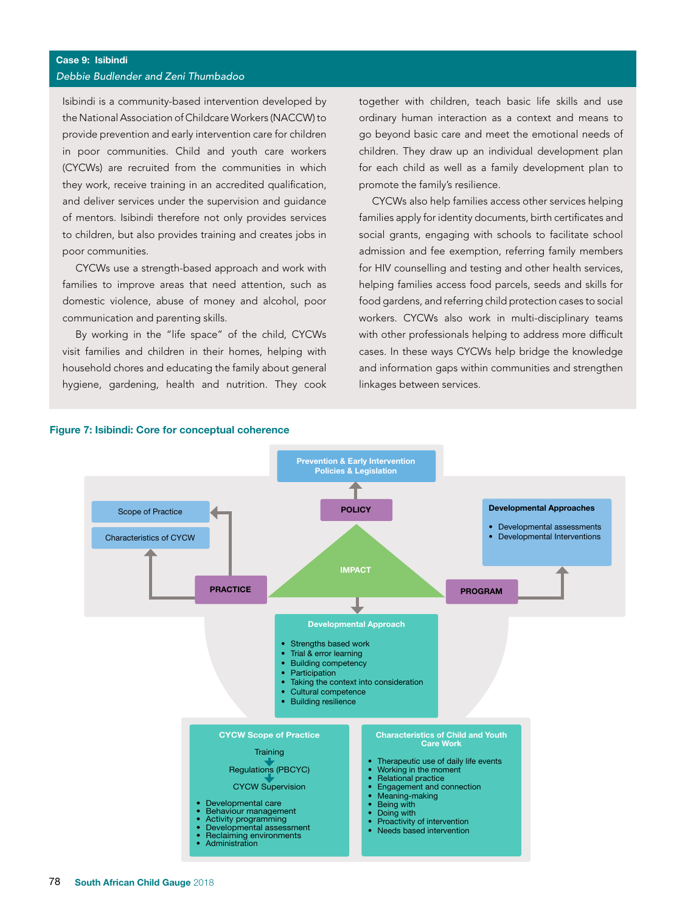## Case 9: Isibindi

*Debbie Budlender and Zeni Thumbadoo*

Isibindi is a community-based intervention developed by the National Association of Childcare Workers (NACCW) to provide prevention and early intervention care for children in poor communities. Child and youth care workers (CYCWs) are recruited from the communities in which they work, receive training in an accredited qualification, and deliver services under the supervision and guidance of mentors. Isibindi therefore not only provides services to children, but also provides training and creates jobs in poor communities.

CYCWs use a strength-based approach and work with families to improve areas that need attention, such as domestic violence, abuse of money and alcohol, poor communication and parenting skills.

By working in the "life space" of the child, CYCWs visit families and children in their homes, helping with household chores and educating the family about general hygiene, gardening, health and nutrition. They cook together with children, teach basic life skills and use ordinary human interaction as a context and means to go beyond basic care and meet the emotional needs of children. They draw up an individual development plan for each child as well as a family development plan to promote the family's resilience.

CYCWs also help families access other services helping families apply for identity documents, birth certificates and social grants, engaging with schools to facilitate school admission and fee exemption, referring family members for HIV counselling and testing and other health services, helping families access food parcels, seeds and skills for food gardens, and referring child protection cases to social workers. CYCWs also work in multi-disciplinary teams with other professionals helping to address more difficult cases. In these ways CYCWs help bridge the knowledge and information gaps within communities and strengthen linkages between services.

**Figure 7: Isibindi: Core for conceptual coherence**

Prevention & Early Intervention Policies & Legislation

POLICY

Scope of Practice

Characteristics of CYCW

PRACTICE

IMPACT

PROGRAM

**Developmental Approaches**
- Developmental assessments
- Developmental Interventions

**Developmental Approach**
- Strengths based work
- Trial & error learning
- Building competency
- Participation
- Taking the context into consideration
- Cultural competence
- Building resilience

**CYCW Scope of Practice**

Training → Regulations (PBCYC) → CYCW Supervision

- Developmental care
- Behaviour management
- Activity programming
- Developmental assessment
- Reclaiming environments
- Administration

**Characteristics of Child and Youth Care Work**
- Therapeutic use of daily life events
- Working in the moment
- Relational practice
- Engagement and connection
- Meaning-making
- Being with
- Doing with
- Proactivity of intervention
- Needs based intervention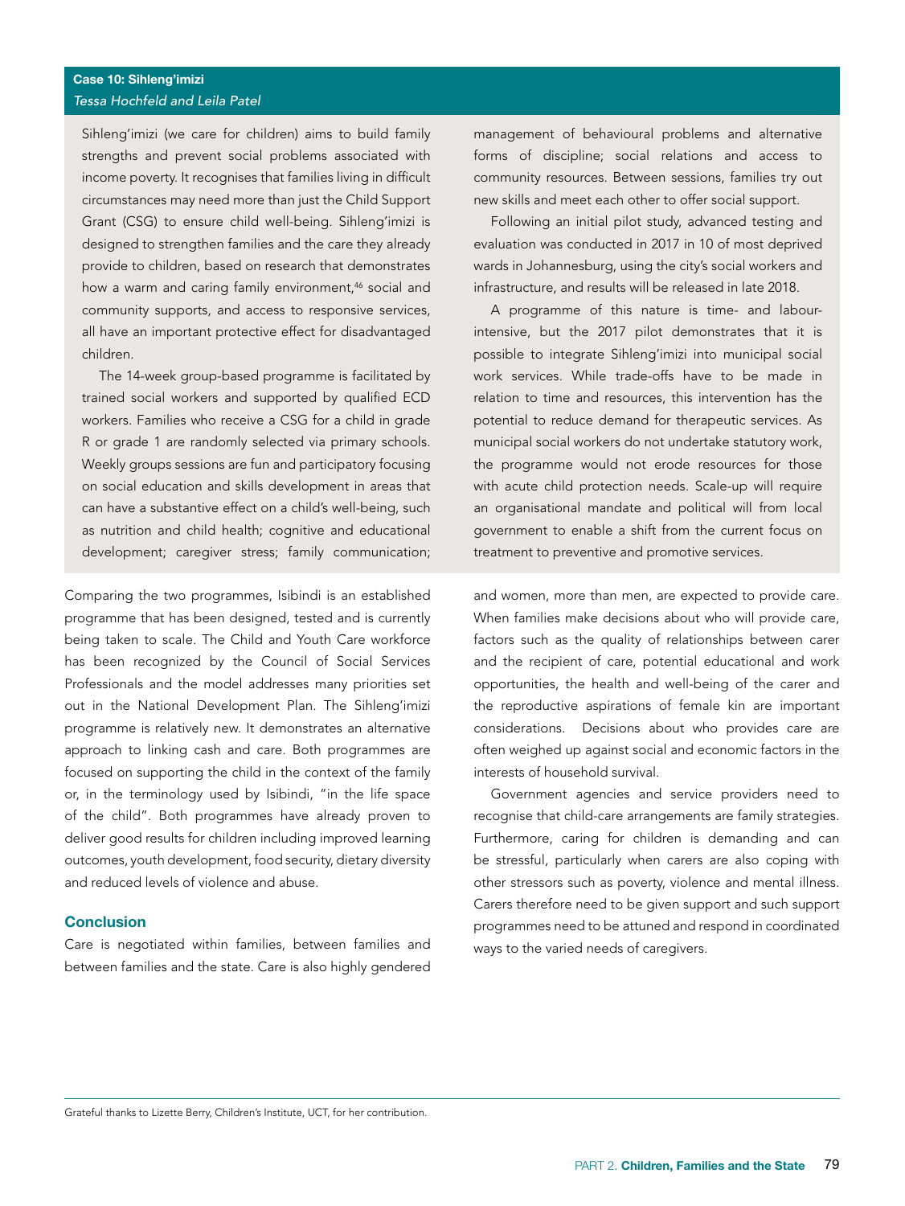**Case 10: Sihleng'imizi**
*Tessa Hochfeld and Leila Patel*

Sihleng'imizi (we care for children) aims to build family strengths and prevent social problems associated with income poverty. It recognises that families living in difficult circumstances may need more than just the Child Support Grant (CSG) to ensure child well-being. Sihleng'imizi is designed to strengthen families and the care they already provide to children, based on research that demonstrates how a warm and caring family environment,[46] social and community supports, and access to responsive services, all have an important protective effect for disadvantaged children.

The 14-week group-based programme is facilitated by trained social workers and supported by qualified ECD workers. Families who receive a CSG for a child in grade R or grade 1 are randomly selected via primary schools. Weekly groups sessions are fun and participatory focusing on social education and skills development in areas that can have a substantive effect on a child's well-being, such as nutrition and child health; cognitive and educational development; caregiver stress; family communication; management of behavioural problems and alternative forms of discipline; social relations and access to community resources. Between sessions, families try out new skills and meet each other to offer social support.

Following an initial pilot study, advanced testing and evaluation was conducted in 2017 in 10 of most deprived wards in Johannesburg, using the city's social workers and infrastructure, and results will be released in late 2018.

A programme of this nature is time- and labour-intensive, but the 2017 pilot demonstrates that it is possible to integrate Sihleng'imizi into municipal social work services. While trade-offs have to be made in relation to time and resources, this intervention has the potential to reduce demand for therapeutic services. As municipal social workers do not undertake statutory work, the programme would not erode resources for those with acute child protection needs. Scale-up will require an organisational mandate and political will from local government to enable a shift from the current focus on treatment to preventive and promotive services.

Comparing the two programmes, Isibindi is an established programme that has been designed, tested and is currently being taken to scale. The Child and Youth Care workforce has been recognized by the Council of Social Services Professionals and the model addresses many priorities set out in the National Development Plan. The Sihleng'imizi programme is relatively new. It demonstrates an alternative approach to linking cash and care. Both programmes are focused on supporting the child in the context of the family or, in the terminology used by Isibindi, "in the life space of the child". Both programmes have already proven to deliver good results for children including improved learning outcomes, youth development, food security, dietary diversity and reduced levels of violence and abuse.

## Conclusion

Care is negotiated within families, between families and between families and the state. Care is also highly gendered and women, more than men, are expected to provide care. When families make decisions about who will provide care, factors such as the quality of relationships between carer and the recipient of care, potential educational and work opportunities, the health and well-being of the carer and the reproductive aspirations of female kin are important considerations. Decisions about who provides care are often weighed up against social and economic factors in the interests of household survival.

Government agencies and service providers need to recognise that child-care arrangements are family strategies. Furthermore, caring for children is demanding and can be stressful, particularly when carers are also coping with other stressors such as poverty, violence and mental illness. Carers therefore need to be given support and such support programmes need to be attuned and respond in coordinated ways to the varied needs of caregivers.

Grateful thanks to Lizette Berry, Children's Institute, UCT, for her contribution.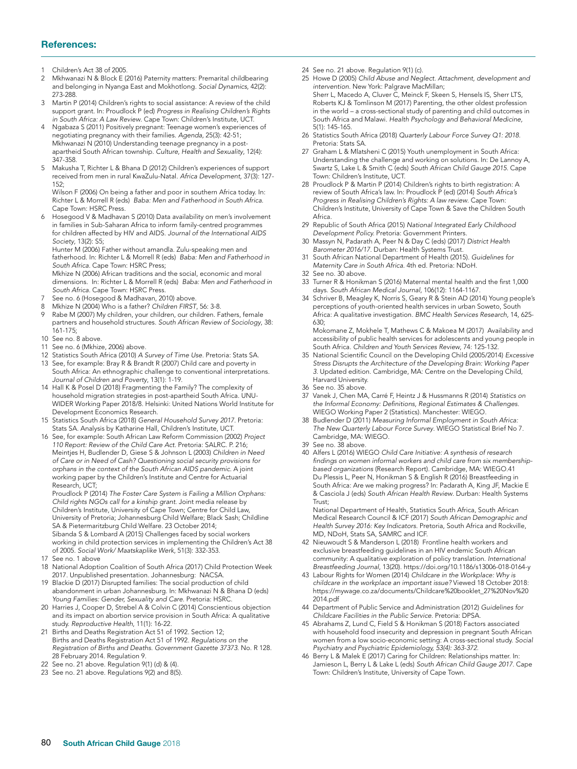## References:

1. Children's Act 38 of 2005.
2. Mkhwanazi N & Block E (2016) Paternity matters: Premarital childbearing and belonging in Nyanga East and Mokhotlong. *Social Dynamics*, 42(2): 273-288.
3. Martin P (2014) Children's rights to social assistance: A review of the child support grant. In: Proudlock P (ed) *Progress in Realising Children's Rights in South Africa: A Law Review*. Cape Town: Children's Institute, UCT.
4. Ngabaza S (2011) Positively pregnant: Teenage women's experiences of negotiating pregnancy with their families. *Agenda*, 25(3): 42-51; Mkhwanazi N (2010) Understanding teenage pregnancy in a post-apartheid South African township. *Culture, Health and Sexuality*, 12(4): 347-358.
5. Makusha T, Richter L & Bhana D (2012) Children's experiences of support received from men in rural KwaZulu-Natal. *Africa Development*, 37(3): 127-152;
   Wilson F (2006) On being a father and poor in southern Africa today. In: Richter L & Morrell R (eds) *Baba: Men and Fatherhood in South Africa*. Cape Town: HSRC Press.
6. Hosegood V & Madhavan S (2010) Data availability on men's involvement in families in Sub-Saharan Africa to inform family-centred programmes for children affected by HIV and AIDS. *Journal of the International AIDS Society*, 13(2): S5;
   Hunter M (2006) Father without amandla. Zulu-speaking men and fatherhood. In: Richter L & Morrell R (eds) *Baba: Men and Fatherhood in South Africa*. Cape Town: HSRC Press;
   Mkhize N (2006) African traditions and the social, economic and moral dimensions. In: Richter L & Morrell R (eds) *Baba: Men and Fatherhood in South Africa*. Cape Town: HSRC Press.
7. See no. 6 (Hosegood & Madhavan, 2010) above.
8. Mkhize N (2004) Who is a father? *Children FIRST*, 56: 3-8.
9. Rabe M (2007) My children, your children, our children. Fathers, female partners and household structures. *South African Review of Sociology*, 38: 161-175;
10. See no. 8 above.
11. See no. 6 (Mkhize, 2006) above.
12. Statistics South Africa (2010) *A Survey of Time Use*. Pretoria: Stats SA.
13. See, for example: Bray R & Brandt R (2007) Child care and poverty in South Africa: An ethnographic challenge to conventional interpretations. *Journal of Children and Poverty*, 13(1): 1-19.
14. Hall K & Posel D (2018) Fragmenting the Family? The complexity of household migration strategies in post-apartheid South Africa. UNU-WIDER Working Paper 2018/8. Helsinki: United Nations World Institute for Development Economics Research.
15. Statistics South Africa (2018) *General Household Survey 2017*. Pretoria: Stats SA. Analysis by Katharine Hall, Children's Institute, UCT.
16. See, for example: South African Law Reform Commission (2002) *Project 110 Report: Review of the Child Care Act*. Pretoria: SALRC. P. 216;
   Meintjes H, Budlender D, Giese S & Johnson L (2003) *Children in Need of Care or in Need of Cash? Questioning social security provisions for orphans in the context of the South African AIDS pandemic*. A joint working paper by the Children's Institute and Centre for Actuarial Research, UCT;
   Proudlock P (2014) *The Foster Care System is Failing a Million Orphans: Child rights NGOs call for a kinship grant*. Joint media release by Children's Institute, University of Cape Town; Centre for Child Law, University of Pretoria; Johannesburg Child Welfare; Black Sash; Childline SA & Pietermaritzburg Child Welfare. 23 October 2014;
   Sibanda S & Lombard A (2015) Challenges faced by social workers working in child protection services in implementing the Children's Act 38 of 2005. *Social Work/ Maatskaplike Werk*, 51(3): 332-353.
17. See no. 1 above
18. National Adoption Coalition of South Africa (2017) Child Protection Week 2017. Unpublished presentation. Johannesburg: NACSA.
19. Blackie D (2017) Disrupted families: The social production of child abandonment in urban Johannesburg. In: Mkhwanazi N & Bhana D (eds) *Young Families: Gender, Sexuality and Care*. Pretoria: HSRC.
20. Harries J, Cooper D, Strebel A & Colvin C (2014) Conscientious objection and its impact on abortion service provision in South Africa: A qualitative study. *Reproductive Health*, 11(1): 16-22.
21. Births and Deaths Registration Act 51 of 1992. Section 12;
   Births and Deaths Registration Act 51 of 1992. *Regulations on the Registration of Births and Deaths. Government Gazette 37373*. No. R 128. 28 February 2014. Regulation 9.
22. See no. 21 above. Regulation 9(1) (d) & (4).
23. See no. 21 above. Regulations 9(2) and 8(5).
24. See no. 21 above. Regulation 9(1) (c).
25. Howe D (2005) *Child Abuse and Neglect. Attachment, development and intervention*. New York: Palgrave MacMillan;
   Sherr L, Macedo A, Cluver C, Meinck F, Skeen S, Hensels IS, Sherr LTS, Roberts KJ & Tomlinson M (2017) Parenting, the other oldest profession in the world – a cross-sectional study of parenting and child outcomes in South Africa and Malawi. *Health Psychology and Behavioral Medicine*, 5(1): 145-165.
26. Statistics South Africa (2018) *Quarterly Labour Force Survey Q1: 2018*. Pretoria: Stats SA.
27. Graham L & Mlatsheni C (2015) Youth unemployment in South Africa: Understanding the challenge and working on solutions. In: De Lannoy A, Swartz S, Lake L & Smith C (eds) *South African Child Gauge 2015*. Cape Town: Children's Institute, UCT.
28. Proudlock P & Martin P (2014) Children's rights to birth registration: A review of South Africa's law. In: Proudlock P (ed) (2014) *South Africa's Progress in Realising Children's Rights: A law review*. Cape Town: Children's Institute, University of Cape Town & Save the Children South Africa.
29. Republic of South Africa (2015) *National Integrated Early Childhood Development Policy*. Pretoria: Government Printers.
30. Massyn N, Padarath A, Peer N & Day C (eds) (2017) *District Health Barometer 2016/17*. Durban: Health Systems Trust.
31. South African National Department of Health (2015). *Guidelines for Maternity Care in South Africa*. 4th ed. Pretoria: NDoH.
32. See no. 30 above.
33. Turner R & Honikman S (2016) Maternal mental health and the first 1,000 days. *South African Medical Journal*, 106(12): 1164-1167.
34. Schriver B, Meagley K, Norris S, Geary R & Stein AD (2014) Young people's perceptions of youth-oriented health services in urban Soweto, South Africa: A qualitative investigation. *BMC Health Services Research*, 14, 625-630;
   Mokomane Z, Mokhele T, Mathews C & Makoea M (2017) Availability and accessibility of public health services for adolescents and young people in South Africa. *Children and Youth Services Review*, 74: 125-132.
35. National Scientific Council on the Developing Child (2005/2014) *Excessive Stress Disrupts the Architecture of the Developing Brain: Working Paper 3*. Updated edition. Cambridge, MA: Centre on the Developing Child, Harvard University.
36. See no. 35 above.
37. Vanek J, Chen MA, Carré F, Heintz J & Hussmanns R (2014) *Statistics on the Informal Economy: Definitions, Regional Estimates & Challenges*. WIEGO Working Paper 2 (Statistics). Manchester: WIEGO.
38. Budlender D (2011) *Measuring Informal Employment in South Africa: The New Quarterly Labour Force Survey*. WIEGO Statistical Brief No 7. Cambridge, MA: WIEGO.
39. See no. 38 above.
40. Alfers L (2016) WIEGO *Child Care Initiative: A synthesis of research findings on women informal workers and child care from six membership-based organizations* (Research Report). Cambridge, MA: WIEGO.41 Du Plessis L, Peer N, Honikman S & English R (2016) Breastfeeding in South Africa: Are we making progress? In: Padarath A, King JF, Mackie E & Casciola J (eds) *South African Health Review*. Durban: Health Systems Trust;
   National Department of Health, Statistics South Africa, South African Medical Research Council & ICF (2017) *South African Demographic and Health Survey 2016: Key Indicators*. Pretoria, South Africa and Rockville, MD, NDoH, Stats SA, SAMRC and ICF.
42. Nieuwoudt S & Manderson L (2018) Frontline health workers and exclusive breastfeeding guidelines in an HIV endemic South African community: A qualitative exploration of policy translation. *International Breastfeeding Journal*, 13(20). https://doi.org/10.1186/s13006-018-0164-y
43. Labour Rights for Women (2014) *Childcare in the Workplace: Why is childcare in the workplace an important issue?* Viewed 18 October 2018: https://mywage.co.za/documents/Childcare%20booklet_27%20Nov%202014.pdf
44. Department of Public Service and Administration (2012) *Guidelines for Childcare Facilities in the Public Service*. Pretoria: DPSA.
45. Abrahams Z, Lund C, Field S & Honikman S (2018) Factors associated with household food insecurity and depression in pregnant South African women from a low socio-economic setting: A cross-sectional study. *Social Psychiatry and Psychiatric Epidemiology, 53(4): 363-372*.
46. Berry L & Malek E (2017) Caring for Children: Relationships matter. In: Jamieson L, Berry L & Lake L (eds) *South African Child Gauge 2017*. Cape Town: Children's Institute, University of Cape Town.